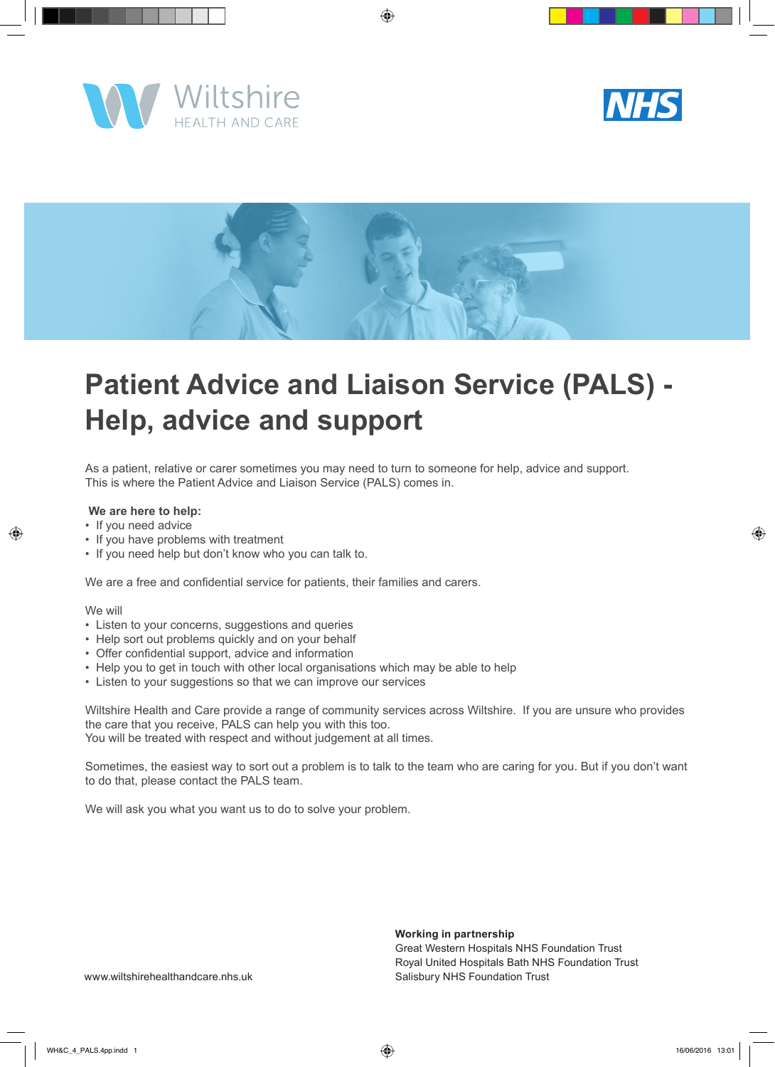Wiltshire HEALTH AND CARE

NHS

# Patient Advice and Liaison Service (PALS) - Help, advice and support

As a patient, relative or carer sometimes you may need to turn to someone for help, advice and support. This is where the Patient Advice and Liaison Service (PALS) comes in.

**We are here to help:**

- If you need advice
- If you have problems with treatment
- If you need help but don't know who you can talk to.

We are a free and confidential service for patients, their families and carers.

We will

- Listen to your concerns, suggestions and queries
- Help sort out problems quickly and on your behalf
- Offer confidential support, advice and information
- Help you to get in touch with other local organisations which may be able to help
- Listen to your suggestions so that we can improve our services

Wiltshire Health and Care provide a range of community services across Wiltshire. If you are unsure who provides the care that you receive, PALS can help you with this too.
You will be treated with respect and without judgement at all times.

Sometimes, the easiest way to sort out a problem is to talk to the team who are caring for you. But if you don't want to do that, please contact the PALS team.

We will ask you what you want us to do to solve your problem.

**Working in partnership**
Great Western Hospitals NHS Foundation Trust
Royal United Hospitals Bath NHS Foundation Trust
Salisbury NHS Foundation Trust

www.wiltshirehealthandcare.nhs.uk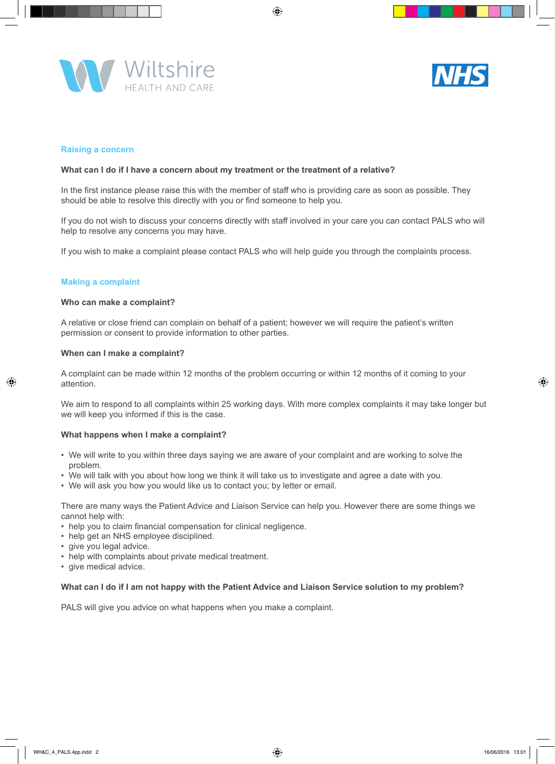Wiltshire HEALTH AND CARE

NHS

## Raising a concern

**What can I do if I have a concern about my treatment or the treatment of a relative?**

In the first instance please raise this with the member of staff who is providing care as soon as possible. They should be able to resolve this directly with you or find someone to help you.

If you do not wish to discuss your concerns directly with staff involved in your care you can contact PALS who will help to resolve any concerns you may have.

If you wish to make a complaint please contact PALS who will help guide you through the complaints process.

## Making a complaint

**Who can make a complaint?**

A relative or close friend can complain on behalf of a patient; however we will require the patient's written permission or consent to provide information to other parties.

**When can I make a complaint?**

A complaint can be made within 12 months of the problem occurring or within 12 months of it coming to your attention.

We aim to respond to all complaints within 25 working days. With more complex complaints it may take longer but we will keep you informed if this is the case.

**What happens when I make a complaint?**

- We will write to you within three days saying we are aware of your complaint and are working to solve the problem.
- We will talk with you about how long we think it will take us to investigate and agree a date with you.
- We will ask you how you would like us to contact you; by letter or email.

There are many ways the Patient Advice and Liaison Service can help you. However there are some things we cannot help with:

- help you to claim financial compensation for clinical negligence.
- help get an NHS employee disciplined.
- give you legal advice.
- help with complaints about private medical treatment.
- give medical advice.

**What can I do if I am not happy with the Patient Advice and Liaison Service solution to my problem?**

PALS will give you advice on what happens when you make a complaint.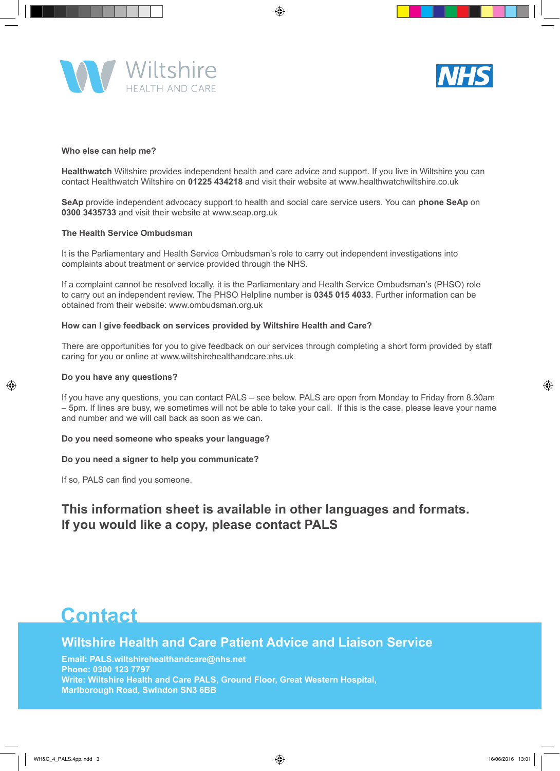Wiltshire HEALTH AND CARE

NHS

**Who else can help me?**

**Healthwatch** Wiltshire provides independent health and care advice and support. If you live in Wiltshire you can contact Healthwatch Wiltshire on **01225 434218** and visit their website at www.healthwatchwiltshire.co.uk

**SeAp** provide independent advocacy support to health and social care service users. You can **phone SeAp** on **0300 3435733** and visit their website at www.seap.org.uk

**The Health Service Ombudsman**

It is the Parliamentary and Health Service Ombudsman's role to carry out independent investigations into complaints about treatment or service provided through the NHS.

If a complaint cannot be resolved locally, it is the Parliamentary and Health Service Ombudsman's (PHSO) role to carry out an independent review. The PHSO Helpline number is **0345 015 4033**. Further information can be obtained from their website: www.ombudsman.org.uk

**How can I give feedback on services provided by Wiltshire Health and Care?**

There are opportunities for you to give feedback on our services through completing a short form provided by staff caring for you or online at www.wiltshirehealthandcare.nhs.uk

**Do you have any questions?**

If you have any questions, you can contact PALS – see below. PALS are open from Monday to Friday from 8.30am – 5pm. If lines are busy, we sometimes will not be able to take your call. If this is the case, please leave your name and number and we will call back as soon as we can.

**Do you need someone who speaks your language?**

**Do you need a signer to help you communicate?**

If so, PALS can find you someone.

## This information sheet is available in other languages and formats. If you would like a copy, please contact PALS

# Contact

## Wiltshire Health and Care Patient Advice and Liaison Service

**Email: PALS.wiltshirehealthandcare@nhs.net**
**Phone: 0300 123 7797**
**Write: Wiltshire Health and Care PALS, Ground Floor, Great Western Hospital, Marlborough Road, Swindon SN3 6BB**